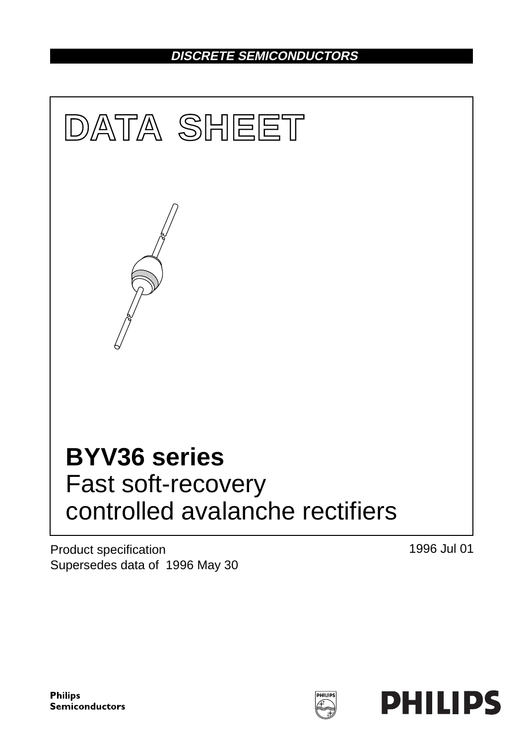DISCRETE SEMICONDUCTORS

# DATA SHEET

# BYV36 series

## Fast soft-recovery controlled avalanche rectifiers

Product specification
Supersedes data of 1996 May 30

1996 Jul 01

Philips Semiconductors

PHILIPS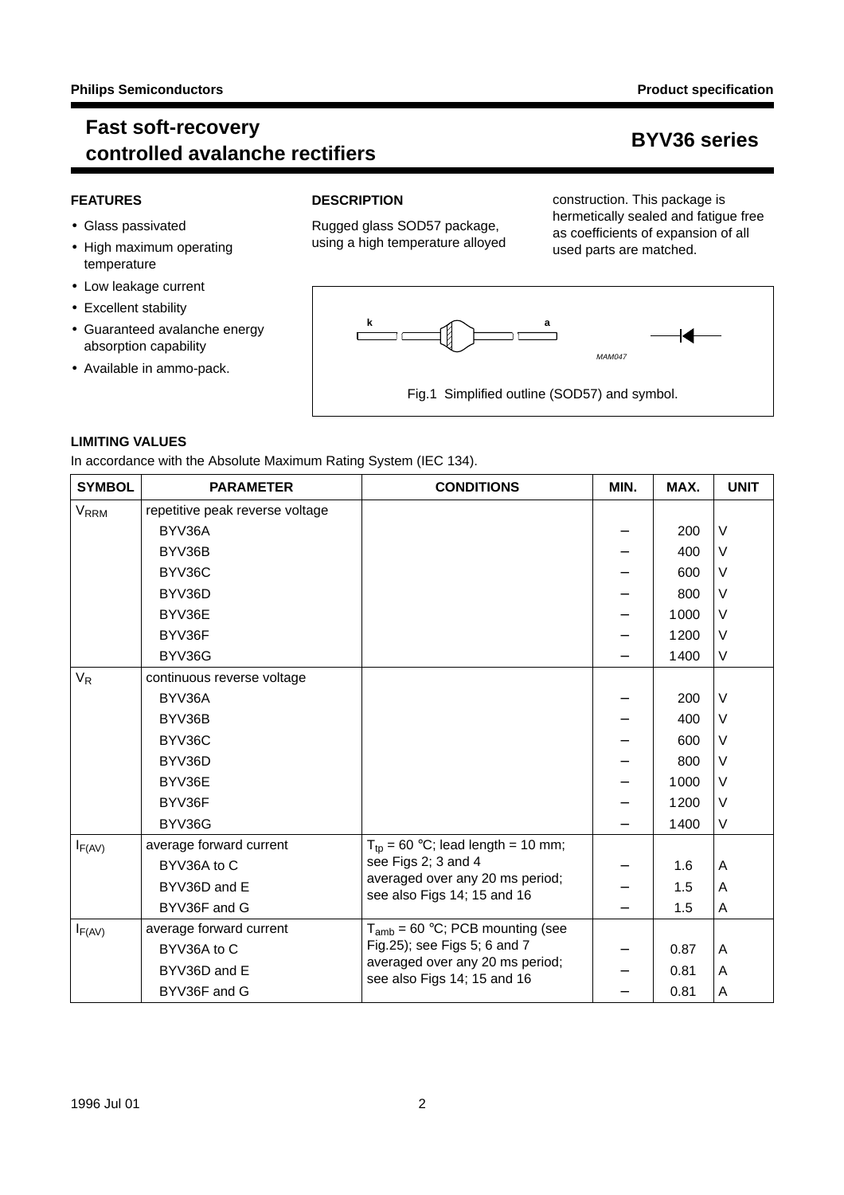# Fast soft-recovery controlled avalanche rectifiers

# BYV36 series

## FEATURES

- Glass passivated
- High maximum operating temperature
- Low leakage current
- Excellent stability
- Guaranteed avalanche energy absorption capability
- Available in ammo-pack.

## DESCRIPTION

Rugged glass SOD57 package, using a high temperature alloyed construction. This package is hermetically sealed and fatigue free as coefficients of expansion of all used parts are matched.

Fig.1 Simplified outline (SOD57) and symbol.

## LIMITING VALUES

In accordance with the Absolute Maximum Rating System (IEC 134).

| SYMBOL | PARAMETER | CONDITIONS | MIN. | MAX. | UNIT |
|---|---|---|---|---|---|
| $V_{RRM}$ | repetitive peak reverse voltage | | | | |
| | BYV36A | | – | 200 | V |
| | BYV36B | | – | 400 | V |
| | BYV36C | | – | 600 | V |
| | BYV36D | | – | 800 | V |
| | BYV36E | | – | 1000 | V |
| | BYV36F | | – | 1200 | V |
| | BYV36G | | – | 1400 | V |
| $V_R$ | continuous reverse voltage | | | | |
| | BYV36A | | – | 200 | V |
| | BYV36B | | – | 400 | V |
| | BYV36C | | – | 600 | V |
| | BYV36D | | – | 800 | V |
| | BYV36E | | – | 1000 | V |
| | BYV36F | | – | 1200 | V |
| | BYV36G | | – | 1400 | V |
| $I_{F(AV)}$ | average forward current | $T_{tp}$ = 60 °C; lead length = 10 mm; see Figs 2; 3 and 4 averaged over any 20 ms period; see also Figs 14; 15 and 16 | | | |
| | BYV36A to C | | – | 1.6 | A |
| | BYV36D and E | | – | 1.5 | A |
| | BYV36F and G | | – | 1.5 | A |
| $I_{F(AV)}$ | average forward current | $T_{amb}$ = 60 °C; PCB mounting (see Fig.25); see Figs 5; 6 and 7 averaged over any 20 ms period; see also Figs 14; 15 and 16 | | | |
| | BYV36A to C | | – | 0.87 | A |
| | BYV36D and E | | – | 0.81 | A |
| | BYV36F and G | | – | 0.81 | A |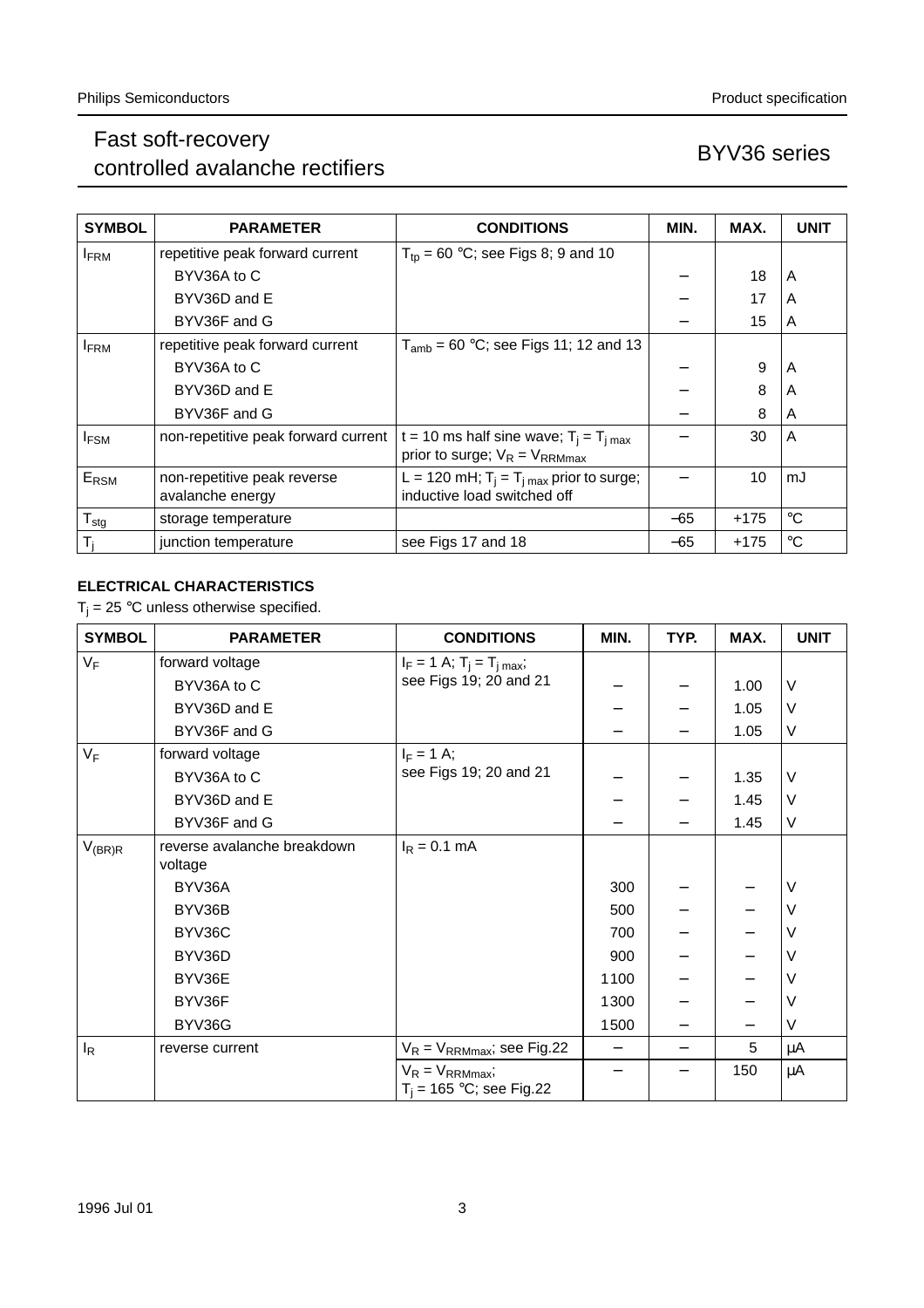| SYMBOL | PARAMETER | CONDITIONS | MIN. | MAX. | UNIT |
|---|---|---|---|---|---|
| $I_{FRM}$ | repetitive peak forward current | $T_{tp}$ = 60 °C; see Figs 8; 9 and 10 | | | |
| | BYV36A to C | | − | 18 | A |
| | BYV36D and E | | − | 17 | A |
| | BYV36F and G | | − | 15 | A |
| $I_{FRM}$ | repetitive peak forward current | $T_{amb}$ = 60 °C; see Figs 11; 12 and 13 | | | |
| | BYV36A to C | | − | 9 | A |
| | BYV36D and E | | − | 8 | A |
| | BYV36F and G | | − | 8 | A |
| $I_{FSM}$ | non-repetitive peak forward current | t = 10 ms half sine wave; $T_j = T_{j\,max}$ prior to surge; $V_R = V_{RRMmax}$ | − | 30 | A |
| $E_{RSM}$ | non-repetitive peak reverse avalanche energy | L = 120 mH; $T_j = T_{j\,max}$ prior to surge; inductive load switched off | − | 10 | mJ |
| $T_{stg}$ | storage temperature | | −65 | +175 | °C |
| $T_j$ | junction temperature | see Figs 17 and 18 | −65 | +175 | °C |

## ELECTRICAL CHARACTERISTICS

$T_j$ = 25 °C unless otherwise specified.

| SYMBOL | PARAMETER | CONDITIONS | MIN. | TYP. | MAX. | UNIT |
|---|---|---|---|---|---|---|
| $V_F$ | forward voltage | $I_F$ = 1 A; $T_j = T_{j\,max}$; see Figs 19; 20 and 21 | | | | |
| | BYV36A to C | | − | − | 1.00 | V |
| | BYV36D and E | | − | − | 1.05 | V |
| | BYV36F and G | | − | − | 1.05 | V |
| $V_F$ | forward voltage | $I_F$ = 1 A; see Figs 19; 20 and 21 | | | | |
| | BYV36A to C | | − | − | 1.35 | V |
| | BYV36D and E | | − | − | 1.45 | V |
| | BYV36F and G | | − | − | 1.45 | V |
| $V_{(BR)R}$ | reverse avalanche breakdown voltage | $I_R$ = 0.1 mA | | | | |
| | BYV36A | | 300 | − | − | V |
| | BYV36B | | 500 | − | − | V |
| | BYV36C | | 700 | − | − | V |
| | BYV36D | | 900 | − | − | V |
| | BYV36E | | 1100 | − | − | V |
| | BYV36F | | 1300 | − | − | V |
| | BYV36G | | 1500 | − | − | V |
| $I_R$ | reverse current | $V_R = V_{RRMmax}$; see Fig.22 | − | − | 5 | μA |
| | | $V_R = V_{RRMmax}$; $T_j$ = 165 °C; see Fig.22 | − | − | 150 | μA |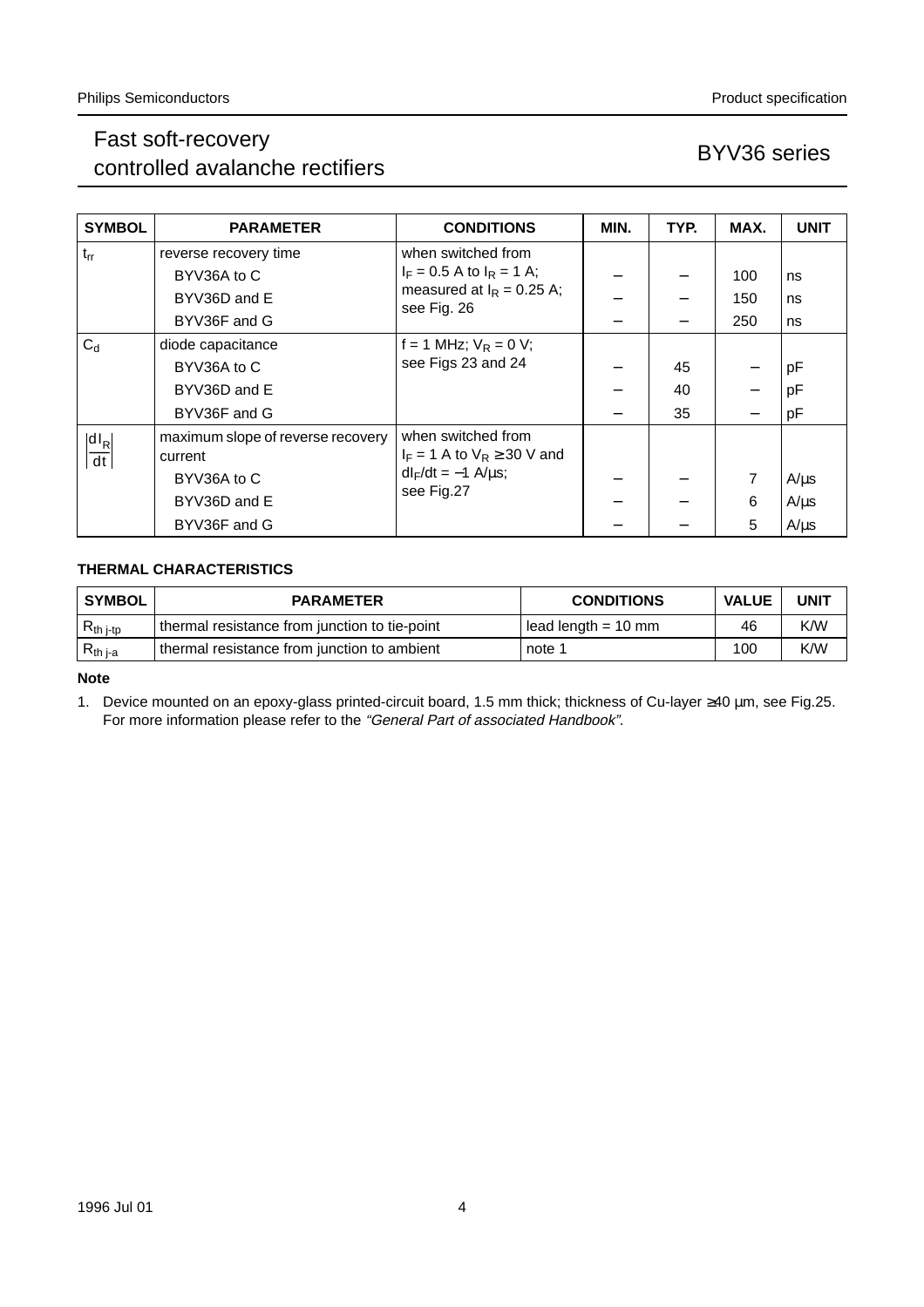| SYMBOL | PARAMETER | CONDITIONS | MIN. | TYP. | MAX. | UNIT |
|---|---|---|---|---|---|---|
| $t_{rr}$ | reverse recovery time | when switched from $I_F$ = 0.5 A to $I_R$ = 1 A; measured at $I_R$ = 0.25 A; see Fig. 26 | | | | |
| | BYV36A to C | | − | − | 100 | ns |
| | BYV36D and E | | − | − | 150 | ns |
| | BYV36F and G | | − | − | 250 | ns |
| $C_d$ | diode capacitance | f = 1 MHz; $V_R$ = 0 V; see Figs 23 and 24 | | | | |
| | BYV36A to C | | − | 45 | − | pF |
| | BYV36D and E | | − | 40 | − | pF |
| | BYV36F and G | | − | 35 | − | pF |
| $\left\|\frac{dI_R}{dt}\right\|$ | maximum slope of reverse recovery current | when switched from $I_F$ = 1 A to $V_R \geq$ 30 V and $dI_F/dt$ = −1 A/µs; see Fig.27 | | | | |
| | BYV36A to C | | − | − | 7 | A/µs |
| | BYV36D and E | | − | − | 6 | A/µs |
| | BYV36F and G | | − | − | 5 | A/µs |

**THERMAL CHARACTERISTICS**

| SYMBOL | PARAMETER | CONDITIONS | VALUE | UNIT |
|---|---|---|---|---|
| $R_{th\ j\text{-}tp}$ | thermal resistance from junction to tie-point | lead length = 10 mm | 46 | K/W |
| $R_{th\ j\text{-}a}$ | thermal resistance from junction to ambient | note 1 | 100 | K/W |

**Note**

1. Device mounted on an epoxy-glass printed-circuit board, 1.5 mm thick; thickness of Cu-layer ≥40 µm, see Fig.25. For more information please refer to the *"General Part of associated Handbook"*.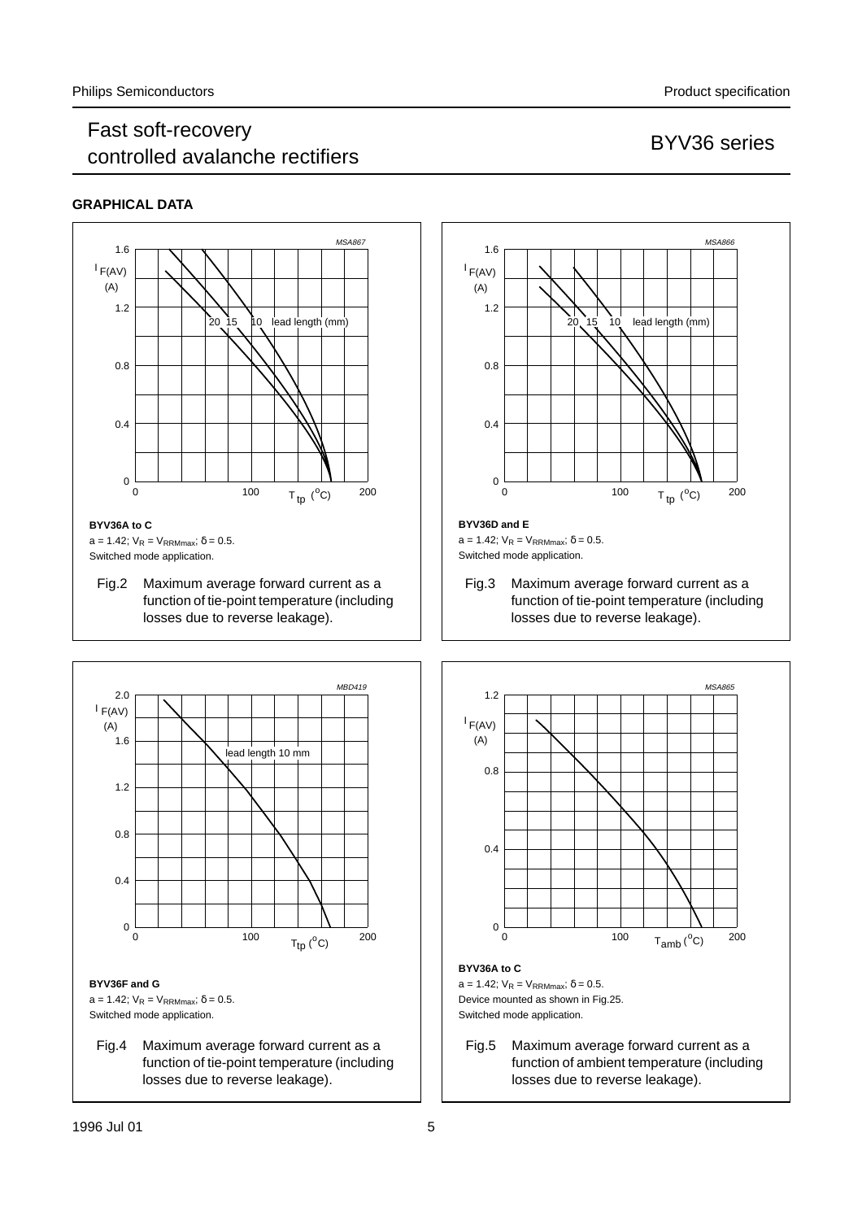## GRAPHICAL DATA

**BYV36A to C**

a = 1.42; $V_R = V_{RRMmax}$; δ = 0.5.
Switched mode application.

Fig.2 Maximum average forward current as a function of tie-point temperature (including losses due to reverse leakage).

**BYV36D and E**

a = 1.42; $V_R = V_{RRMmax}$; δ = 0.5.
Switched mode application.

Fig.3 Maximum average forward current as a function of tie-point temperature (including losses due to reverse leakage).

**BYV36F and G**

a = 1.42; $V_R = V_{RRMmax}$; δ = 0.5.
Switched mode application.

Fig.4 Maximum average forward current as a function of tie-point temperature (including losses due to reverse leakage).

**BYV36A to C**

a = 1.42; $V_R = V_{RRMmax}$; δ = 0.5.
Device mounted as shown in Fig.25.
Switched mode application.

Fig.5 Maximum average forward current as a function of ambient temperature (including losses due to reverse leakage).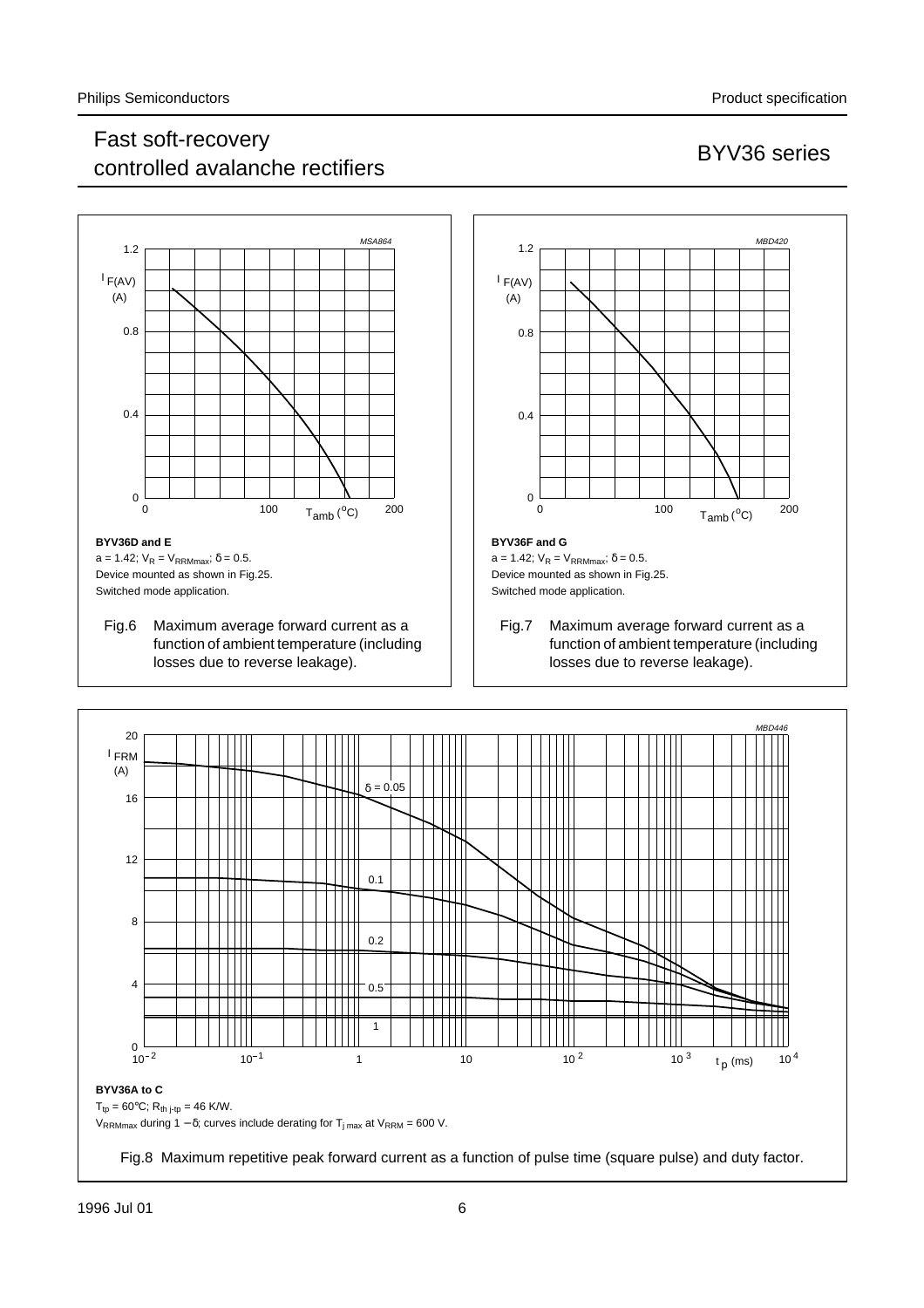**BYV36D and E**

$a = 1.42$; $V_R = V_{RRMmax}$; $\delta = 0.5$.

Device mounted as shown in Fig.25.

Switched mode application.

Fig.6 Maximum average forward current as a function of ambient temperature (including losses due to reverse leakage).

**BYV36F and G**

$a = 1.42$; $V_R = V_{RRMmax}$; $\delta = 0.5$.

Device mounted as shown in Fig.25.

Switched mode application.

Fig.7 Maximum average forward current as a function of ambient temperature (including losses due to reverse leakage).

**BYV36A to C**

$T_{tp} = 60°C$; $R_{th\ j\text{-}tp} = 46$ K/W.

$V_{RRMmax}$ during $1 - \delta$; curves include derating for $T_{j\ max}$ at $V_{RRM} = 600$ V.

Fig.8 Maximum repetitive peak forward current as a function of pulse time (square pulse) and duty factor.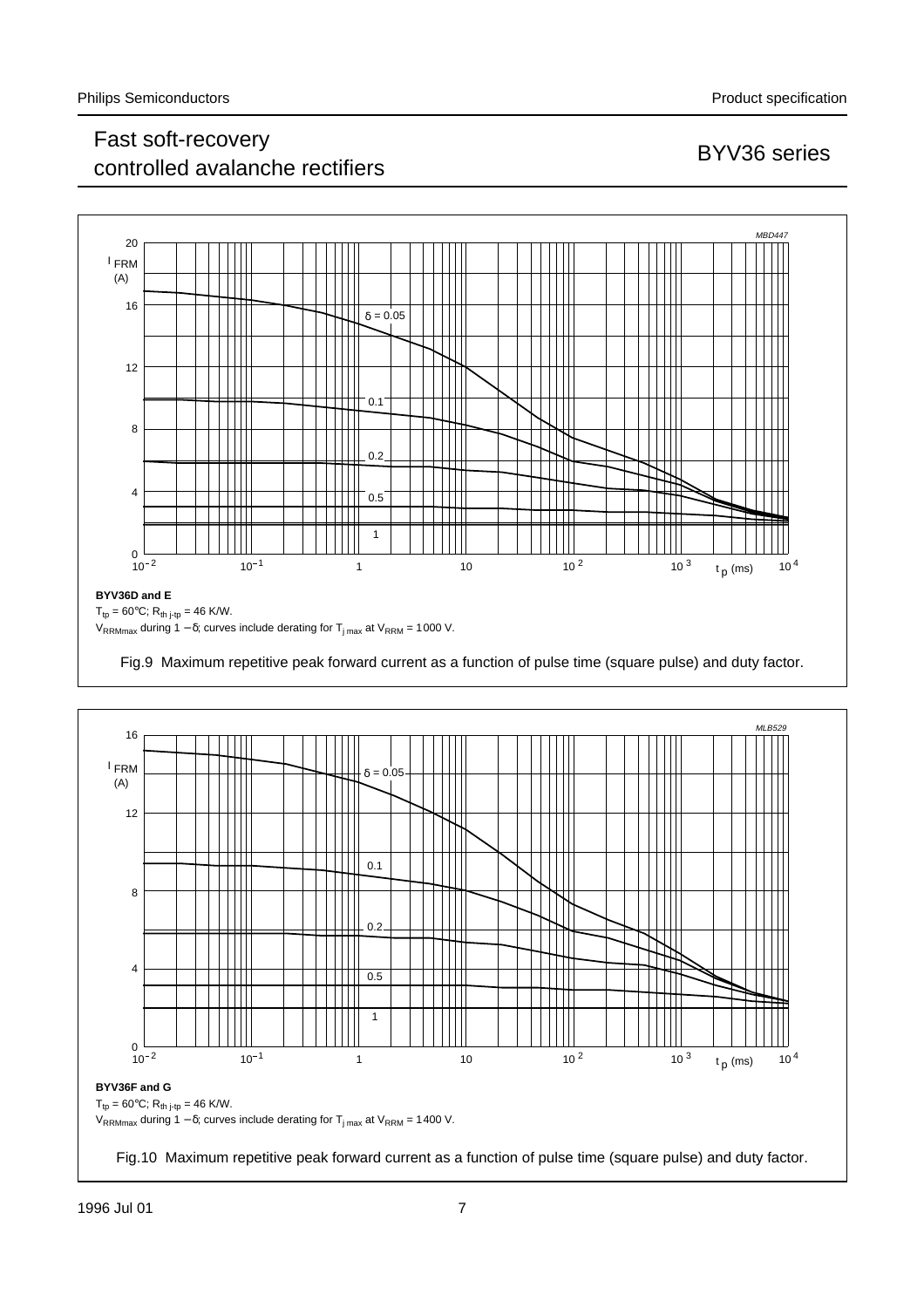BYV36D and E

$T_{tp} = 60°C$; $R_{th\ j\text{-}tp} = 46$ K/W.

$V_{RRMmax}$ during $1 - \delta$; curves include derating for $T_{j\ max}$ at $V_{RRM} = 1000$ V.

Fig.9 Maximum repetitive peak forward current as a function of pulse time (square pulse) and duty factor.

BYV36F and G

$T_{tp} = 60°C$; $R_{th\ j\text{-}tp} = 46$ K/W.

$V_{RRMmax}$ during $1 - \delta$; curves include derating for $T_{j\ max}$ at $V_{RRM} = 1400$ V.

Fig.10 Maximum repetitive peak forward current as a function of pulse time (square pulse) and duty factor.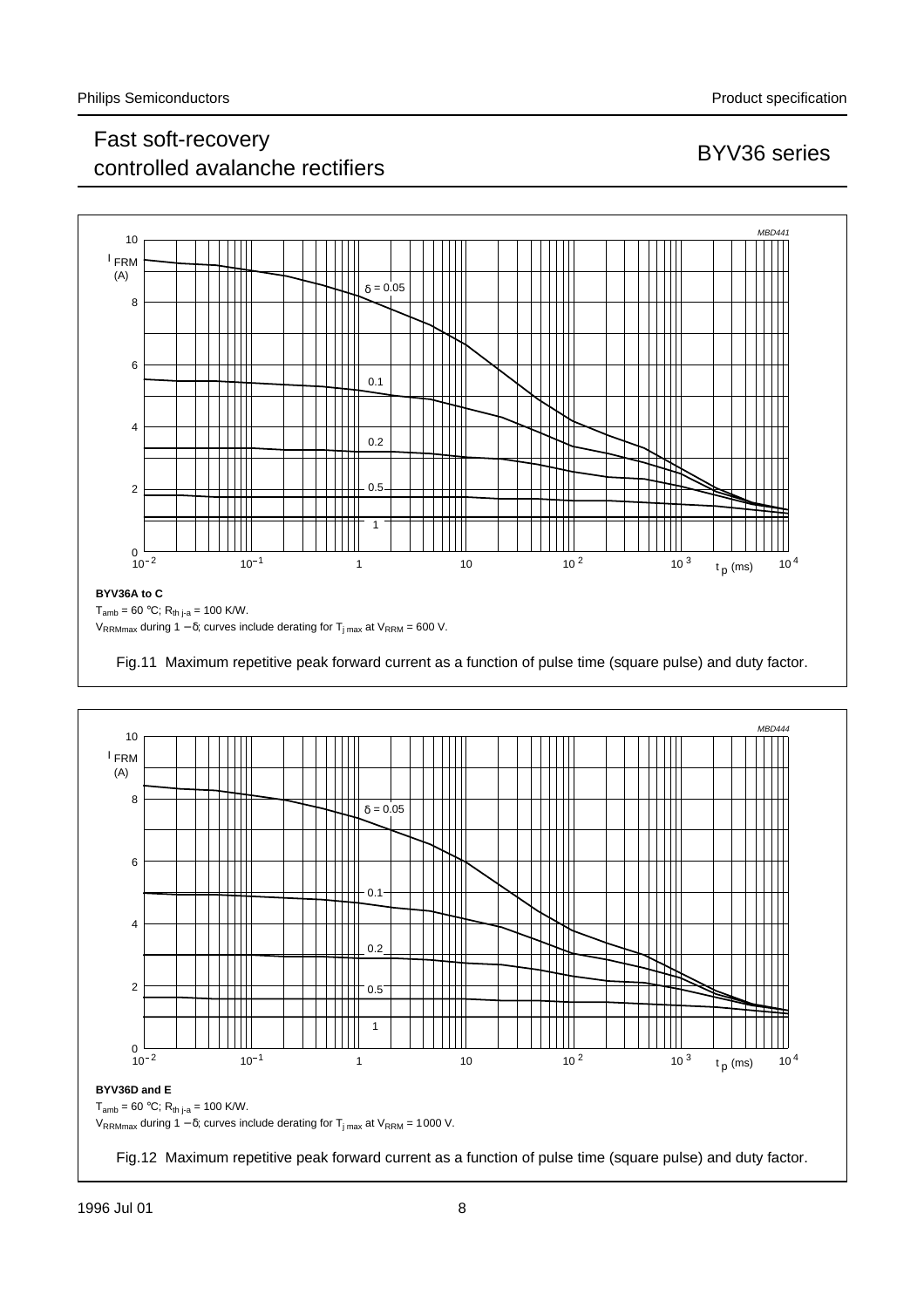BYV36A to C

$T_{amb}$ = 60 °C; $R_{th\ j\text{-}a}$ = 100 K/W.

$V_{RRMmax}$ during 1 − δ; curves include derating for $T_{j\ max}$ at $V_{RRM}$ = 600 V.

Fig.11 Maximum repetitive peak forward current as a function of pulse time (square pulse) and duty factor.

BYV36D and E

$T_{amb}$ = 60 °C; $R_{th\ j\text{-}a}$ = 100 K/W.

$V_{RRMmax}$ during 1 − δ; curves include derating for $T_{j\ max}$ at $V_{RRM}$ = 1000 V.

Fig.12 Maximum repetitive peak forward current as a function of pulse time (square pulse) and duty factor.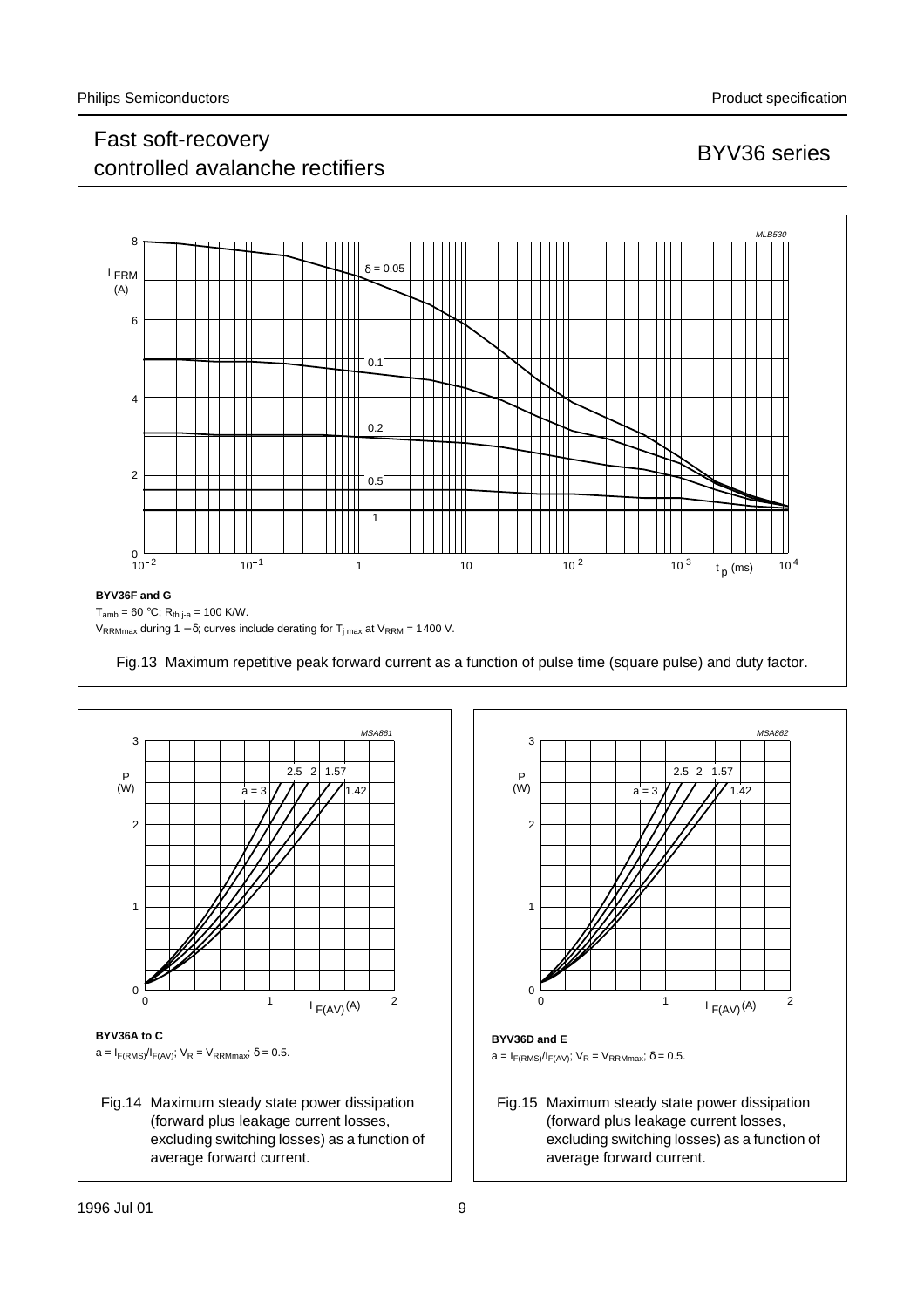MLB530

BYV36F and G

$T_{amb}$ = 60 °C; $R_{th\ j\text{-}a}$ = 100 K/W.

$V_{RRMmax}$ during 1 − δ; curves include derating for $T_{j\ max}$ at $V_{RRM}$ = 1400 V.

Fig.13 Maximum repetitive peak forward current as a function of pulse time (square pulse) and duty factor.

MSA861

BYV36A to C

$a = I_{F(RMS)}/I_{F(AV)}$; $V_R = V_{RRMmax}$; δ = 0.5.

Fig.14 Maximum steady state power dissipation (forward plus leakage current losses, excluding switching losses) as a function of average forward current.

MSA862

BYV36D and E

$a = I_{F(RMS)}/I_{F(AV)}$; $V_R = V_{RRMmax}$; δ = 0.5.

Fig.15 Maximum steady state power dissipation (forward plus leakage current losses, excluding switching losses) as a function of average forward current.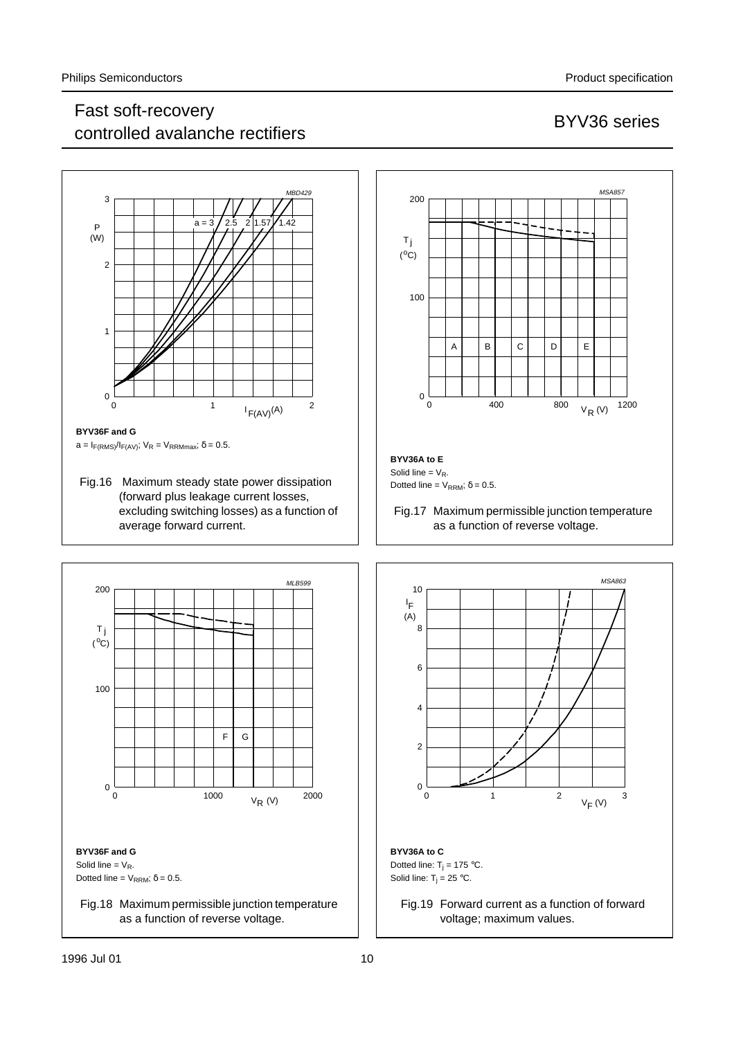MBD429

BYV36F and G

$a = I_{F(RMS)}/I_{F(AV)}$; $V_R = V_{RRMmax}$; $\delta = 0.5$.

Fig.16 Maximum steady state power dissipation (forward plus leakage current losses, excluding switching losses) as a function of average forward current.

MSA857

BYV36A to E

Solid line = $V_R$.

Dotted line = $V_{RRM}$; $\delta = 0.5$.

Fig.17 Maximum permissible junction temperature as a function of reverse voltage.

MLB599

BYV36F and G

Solid line = $V_R$.

Dotted line = $V_{RRM}$; $\delta = 0.5$.

Fig.18 Maximum permissible junction temperature as a function of reverse voltage.

MSA863

BYV36A to C

Dotted line: $T_j = 175$ °C.

Solid line: $T_j = 25$ °C.

Fig.19 Forward current as a function of forward voltage; maximum values.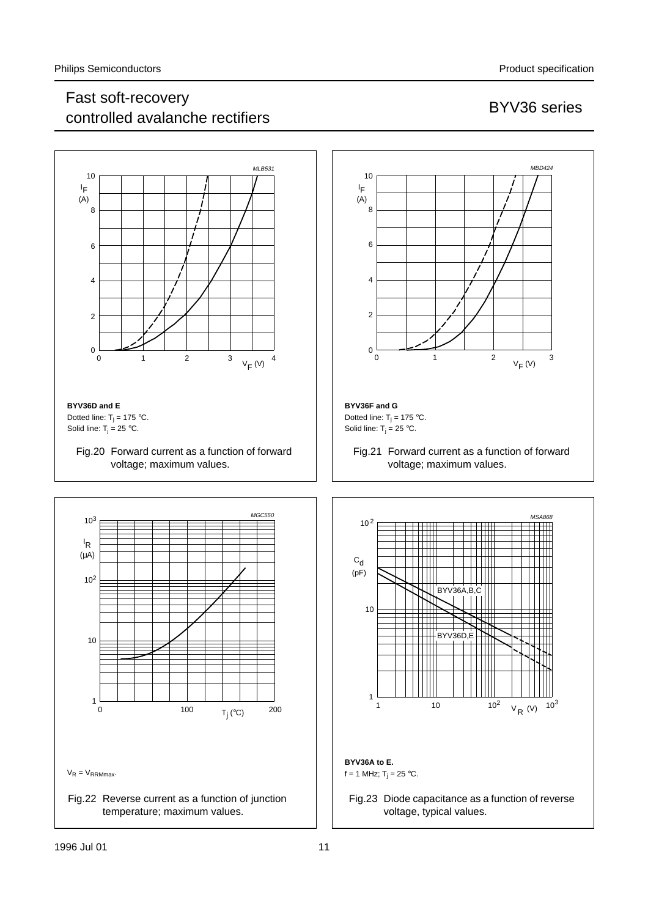**BYV36D and E**

Dotted line: $T_j$ = 175 °C.

Solid line: $T_j$ = 25 °C.

Fig.20 Forward current as a function of forward voltage; maximum values.

**BYV36F and G**

Dotted line: $T_j$ = 175 °C.

Solid line: $T_j$ = 25 °C.

Fig.21 Forward current as a function of forward voltage; maximum values.

$V_R = V_{RRMmax}$.

Fig.22 Reverse current as a function of junction temperature; maximum values.

**BYV36A to E.**

f = 1 MHz; $T_j$ = 25 °C.

Fig.23 Diode capacitance as a function of reverse voltage, typical values.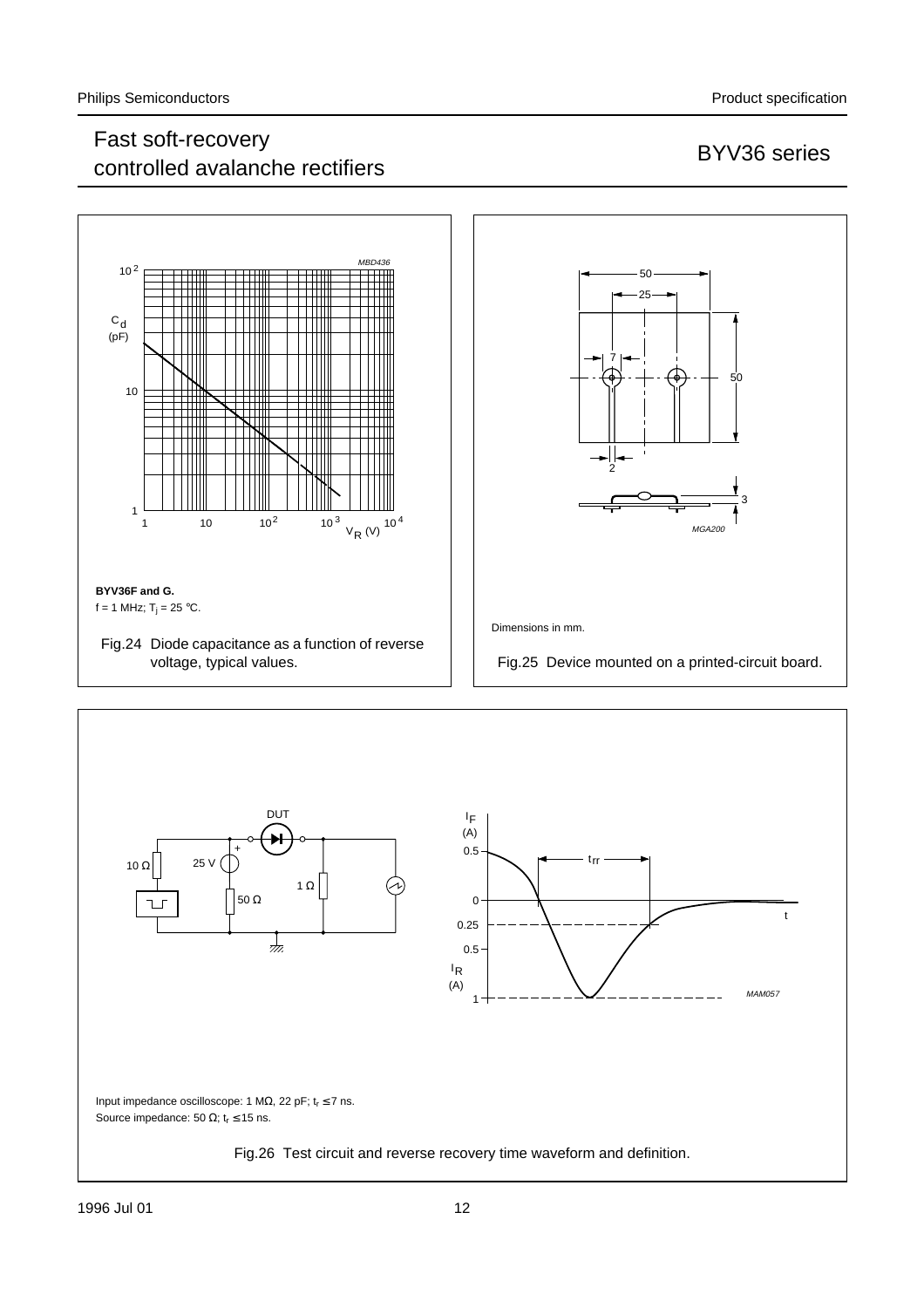BYV36F and G.

f = 1 MHz; $T_j$ = 25 °C.

Fig.24 Diode capacitance as a function of reverse voltage, typical values.

Dimensions in mm.

Fig.25 Device mounted on a printed-circuit board.

Input impedance oscilloscope: 1 MΩ, 22 pF; $t_r$ ≤ 7 ns.

Source impedance: 50 Ω; $t_r$ ≤ 15 ns.

Fig.26 Test circuit and reverse recovery time waveform and definition.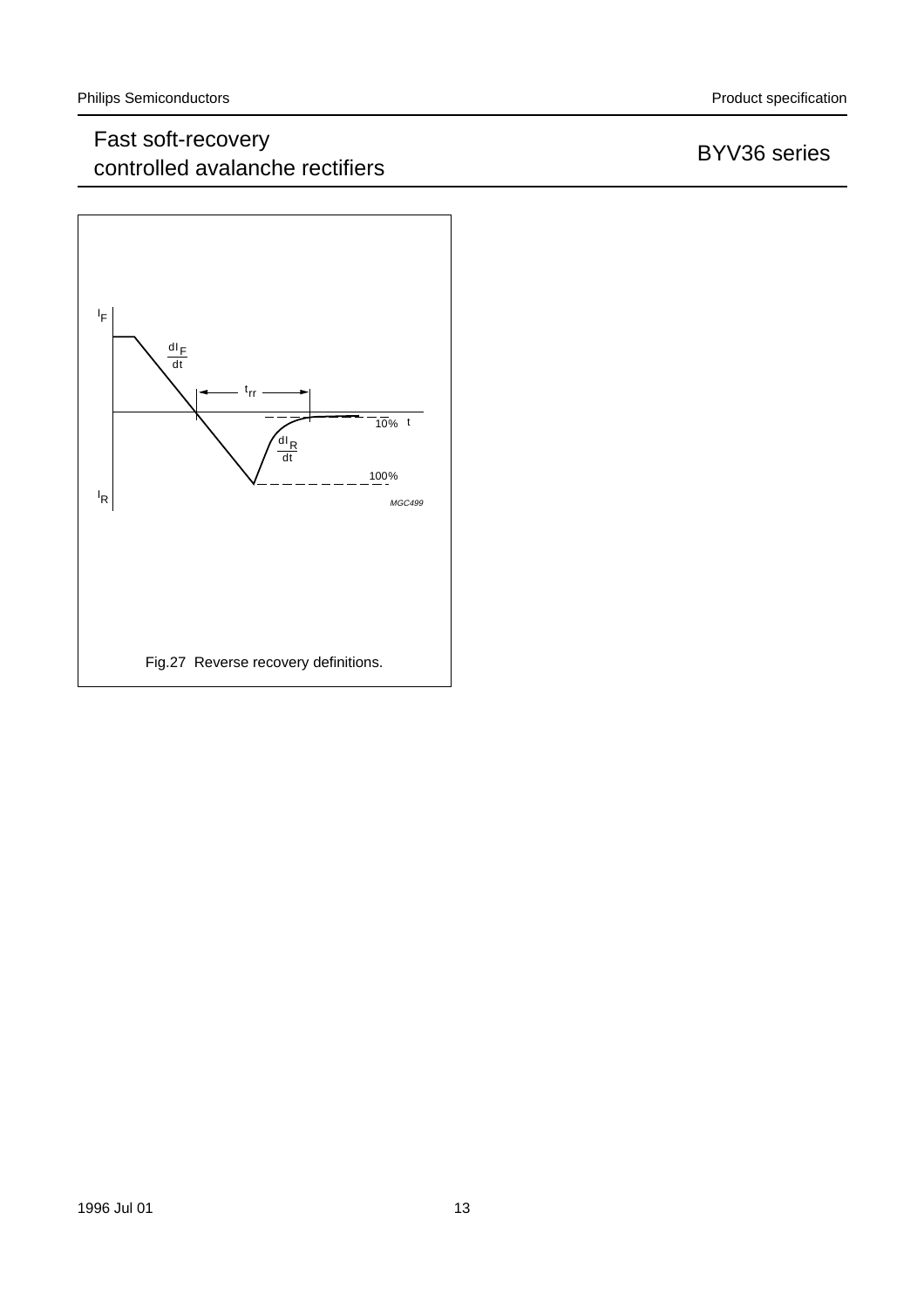Fig.27 Reverse recovery definitions.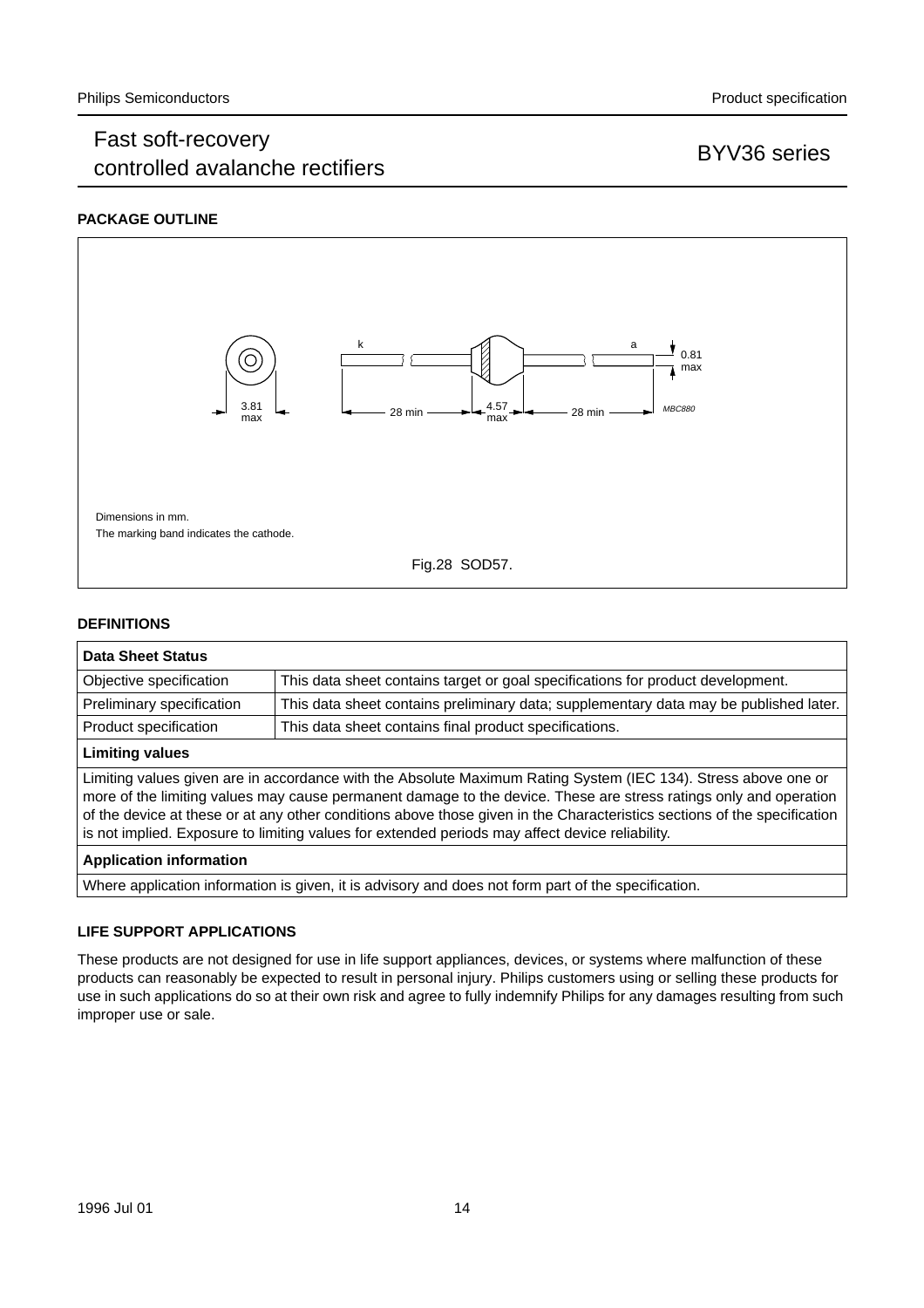## PACKAGE OUTLINE

k

a

0.81
max

3.81
max

28 min

4.57
max

28 min

MBC880

Dimensions in mm.

The marking band indicates the cathode.

Fig.28 SOD57.

## DEFINITIONS

| | |
|---|---|
| **Data Sheet Status** | |
| Objective specification | This data sheet contains target or goal specifications for product development. |
| Preliminary specification | This data sheet contains preliminary data; supplementary data may be published later. |
| Product specification | This data sheet contains final product specifications. |
| **Limiting values** | |
| Limiting values given are in accordance with the Absolute Maximum Rating System (IEC 134). Stress above one or more of the limiting values may cause permanent damage to the device. These are stress ratings only and operation of the device at these or at any other conditions above those given in the Characteristics sections of the specification is not implied. Exposure to limiting values for extended periods may affect device reliability. | |
| **Application information** | |
| Where application information is given, it is advisory and does not form part of the specification. | |

## LIFE SUPPORT APPLICATIONS

These products are not designed for use in life support appliances, devices, or systems where malfunction of these products can reasonably be expected to result in personal injury. Philips customers using or selling these products for use in such applications do so at their own risk and agree to fully indemnify Philips for any damages resulting from such improper use or sale.